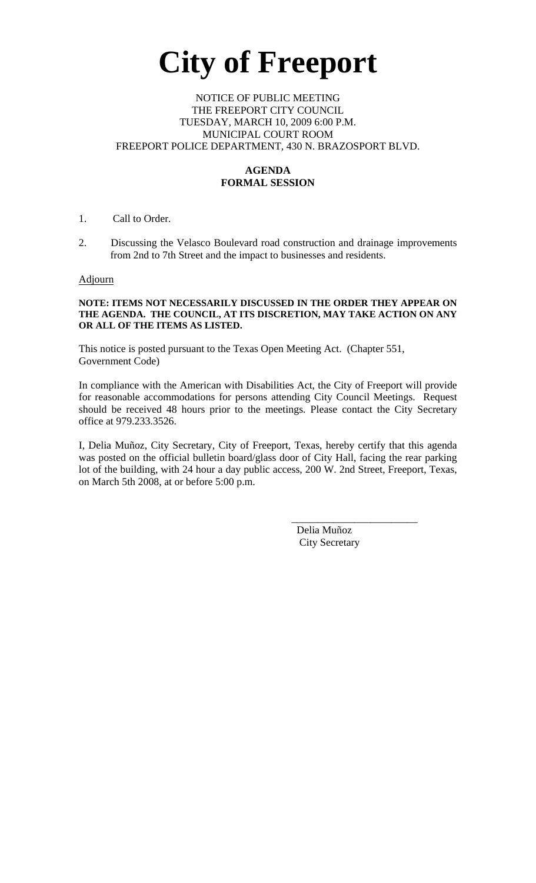# City of Freeport

NOTICE OF PUBLIC MEETING
THE FREEPORT CITY COUNCIL
TUESDAY, MARCH 10, 2009 6:00 P.M.
MUNICIPAL COURT ROOM
FREEPORT POLICE DEPARTMENT, 430 N. BRAZOSPORT BLVD.

**AGENDA**
**FORMAL SESSION**

1. Call to Order.

2. Discussing the Velasco Boulevard road construction and drainage improvements from 2nd to 7th Street and the impact to businesses and residents.

Adjourn

**NOTE: ITEMS NOT NECESSARILY DISCUSSED IN THE ORDER THEY APPEAR ON THE AGENDA. THE COUNCIL, AT ITS DISCRETION, MAY TAKE ACTION ON ANY OR ALL OF THE ITEMS AS LISTED.**

This notice is posted pursuant to the Texas Open Meeting Act. (Chapter 551, Government Code)

In compliance with the American with Disabilities Act, the City of Freeport will provide for reasonable accommodations for persons attending City Council Meetings. Request should be received 48 hours prior to the meetings. Please contact the City Secretary office at 979.233.3526.

I, Delia Muñoz, City Secretary, City of Freeport, Texas, hereby certify that this agenda was posted on the official bulletin board/glass door of City Hall, facing the rear parking lot of the building, with 24 hour a day public access, 200 W. 2nd Street, Freeport, Texas, on March 5th 2008, at or before 5:00 p.m.

\_\_\_\_\_\_\_\_\_\_\_\_\_\_\_\_\_\_\_\_\_\_\_\_
Delia Muñoz
City Secretary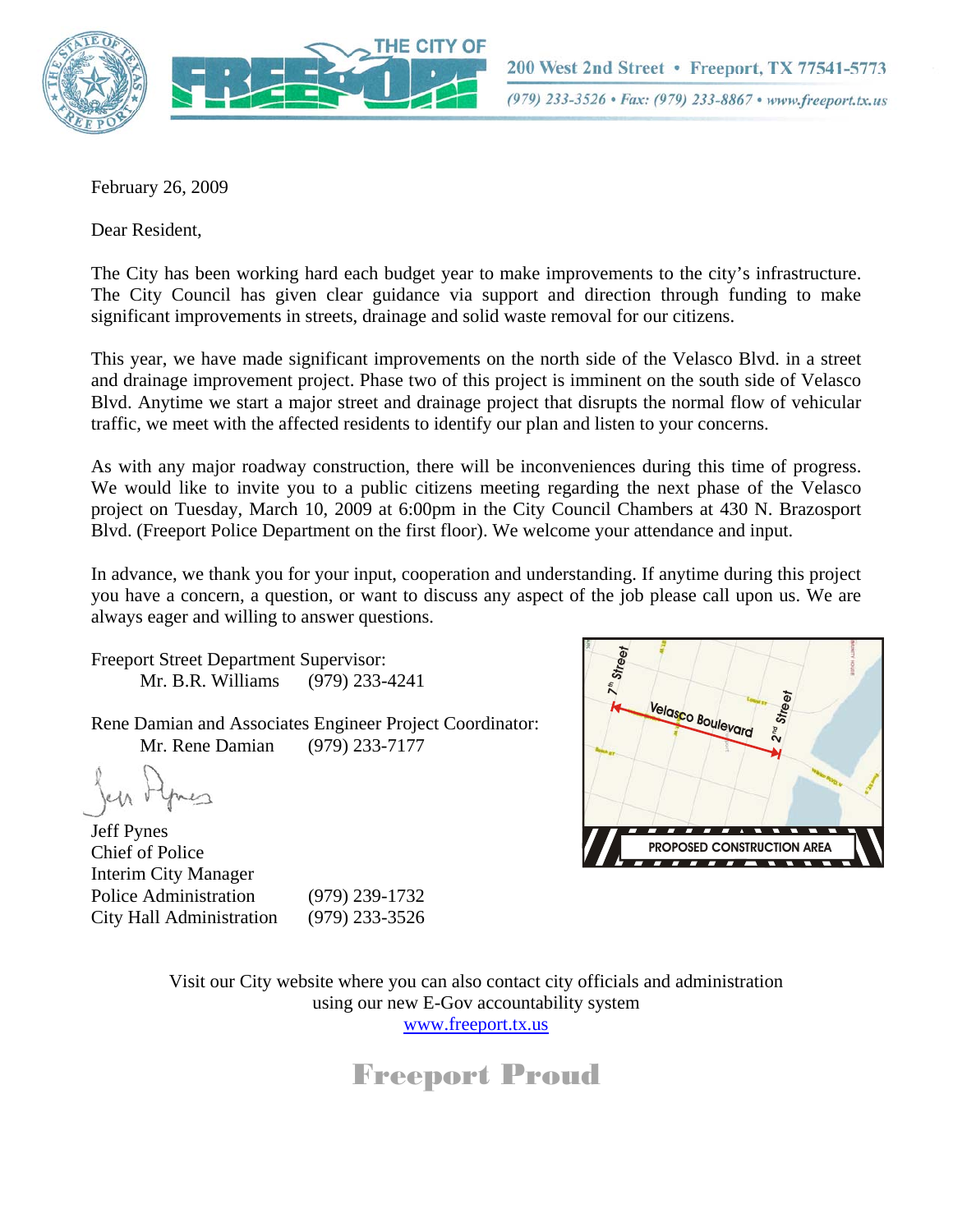THE CITY OF FREEPORT

200 West 2nd Street • Freeport, TX 77541-5773

*(979) 233-3526 • Fax: (979) 233-8867 • www.freeport.tx.us*

February 26, 2009

Dear Resident,

The City has been working hard each budget year to make improvements to the city's infrastructure. The City Council has given clear guidance via support and direction through funding to make significant improvements in streets, drainage and solid waste removal for our citizens.

This year, we have made significant improvements on the north side of the Velasco Blvd. in a street and drainage improvement project. Phase two of this project is imminent on the south side of Velasco Blvd. Anytime we start a major street and drainage project that disrupts the normal flow of vehicular traffic, we meet with the affected residents to identify our plan and listen to your concerns.

As with any major roadway construction, there will be inconveniences during this time of progress. We would like to invite you to a public citizens meeting regarding the next phase of the Velasco project on Tuesday, March 10, 2009 at 6:00pm in the City Council Chambers at 430 N. Brazosport Blvd. (Freeport Police Department on the first floor). We welcome your attendance and input.

In advance, we thank you for your input, cooperation and understanding. If anytime during this project you have a concern, a question, or want to discuss any aspect of the job please call upon us. We are always eager and willing to answer questions.

Freeport Street Department Supervisor:
Mr. B.R. Williams (979) 233-4241

Rene Damian and Associates Engineer Project Coordinator:
Mr. Rene Damian (979) 233-7177

Jeff Pynes
Chief of Police
Interim City Manager
Police Administration (979) 239-1732
City Hall Administration (979) 233-3526

7th Street

Velasco Boulevard

2nd Street

PROPOSED CONSTRUCTION AREA

Visit our City website where you can also contact city officials and administration using our new E-Gov accountability system
[www.freeport.tx.us](http://www.freeport.tx.us)

**Freeport Proud**